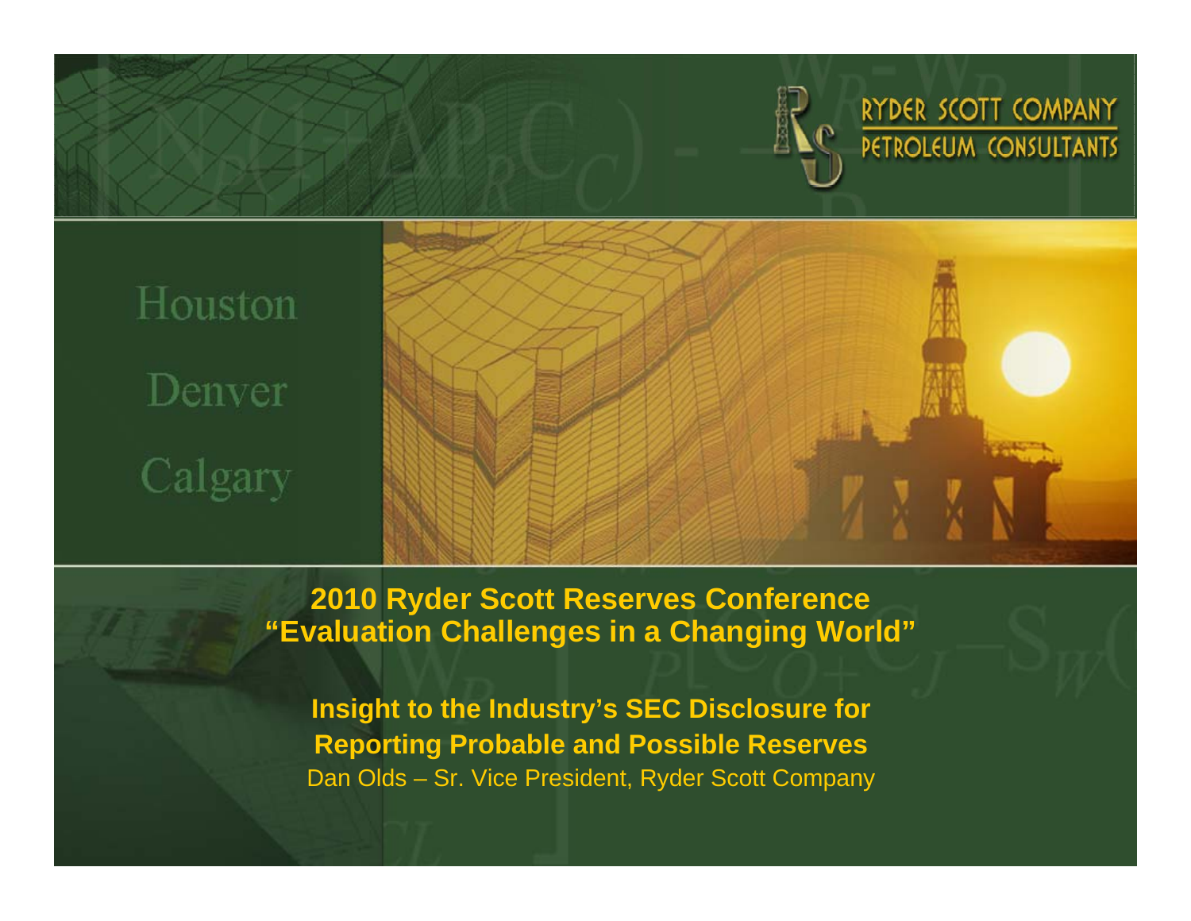RYDER SCOTT COMPANY
PETROLEUM CONSULTANTS

Houston

Denver

Calgary

# 2010 Ryder Scott Reserves Conference
# "Evaluation Challenges in a Changing World"

## Insight to the Industry's SEC Disclosure for Reporting Probable and Possible Reserves

Dan Olds – Sr. Vice President, Ryder Scott Company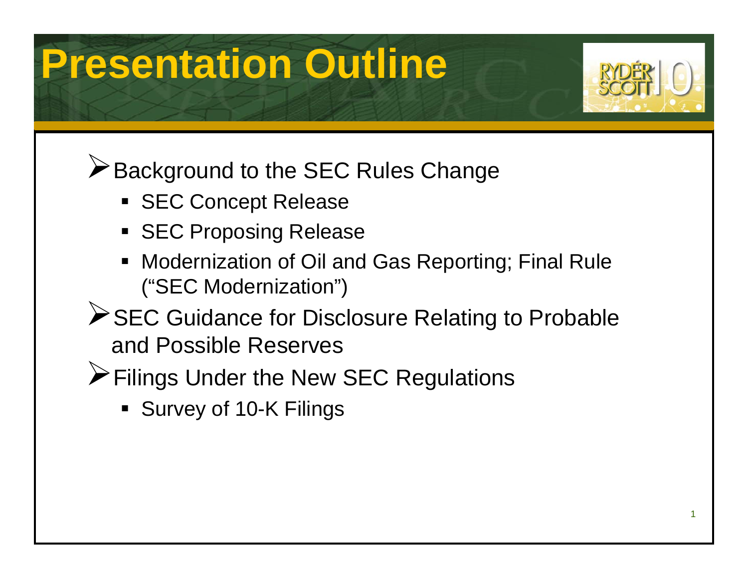# Presentation Outline

- Background to the SEC Rules Change
  - SEC Concept Release
  - SEC Proposing Release
  - Modernization of Oil and Gas Reporting; Final Rule ("SEC Modernization")
- SEC Guidance for Disclosure Relating to Probable and Possible Reserves
- Filings Under the New SEC Regulations
  - Survey of 10-K Filings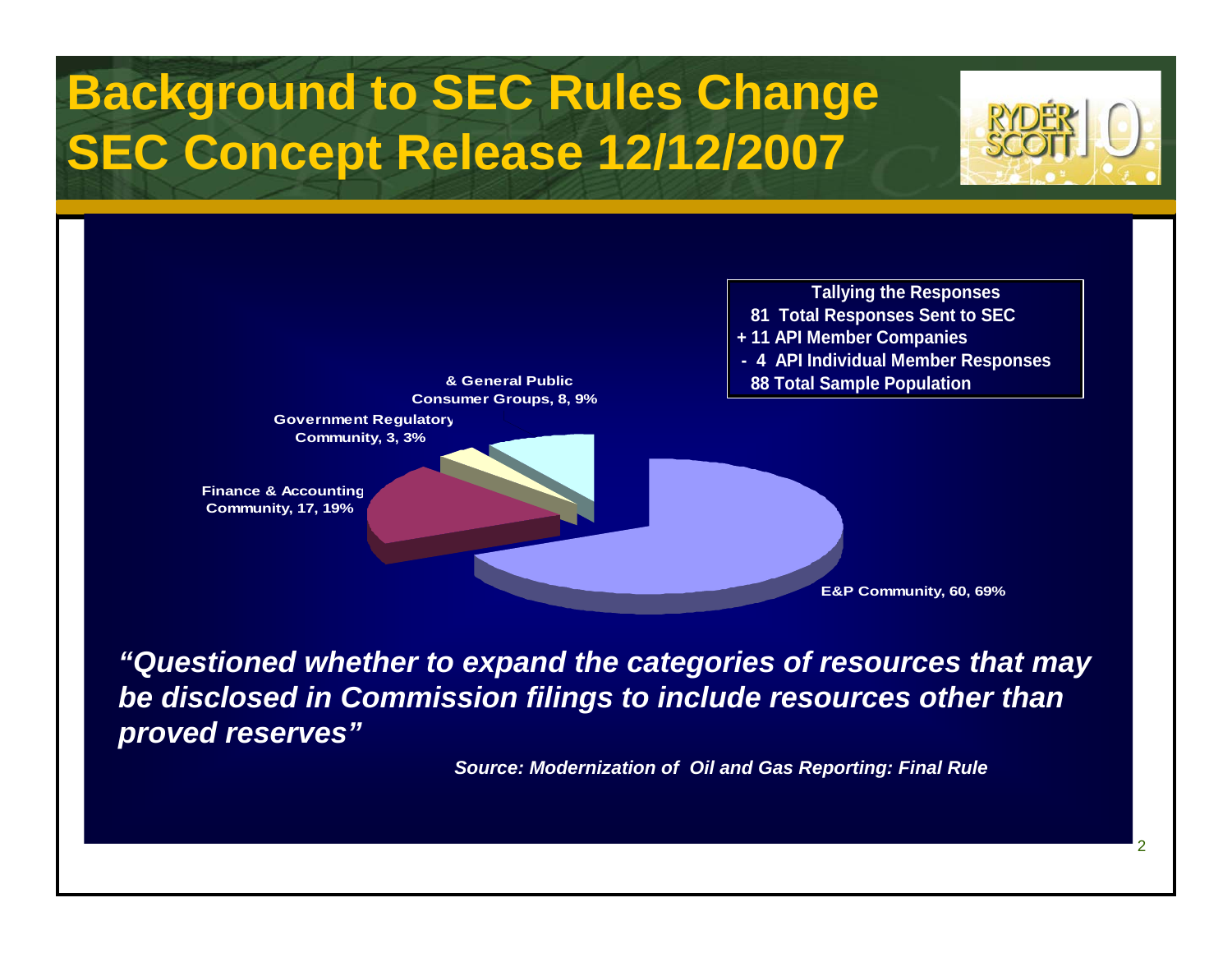# Background to SEC Rules Change
# SEC Concept Release 12/12/2007

**Tallying the Responses**

**81 Total Responses Sent to SEC**
**+ 11 API Member Companies**
**- 4 API Individual Member Responses**
**88 Total Sample Population**

Consumer Groups & General Public, 8, 9%

Government Regulatory Community, 3, 3%

Finance & Accounting Community, 17, 19%

E&P Community, 60, 69%

***"Questioned whether to expand the categories of resources that may be disclosed in Commission filings to include resources other than proved reserves"***

***Source: Modernization of Oil and Gas Reporting: Final Rule***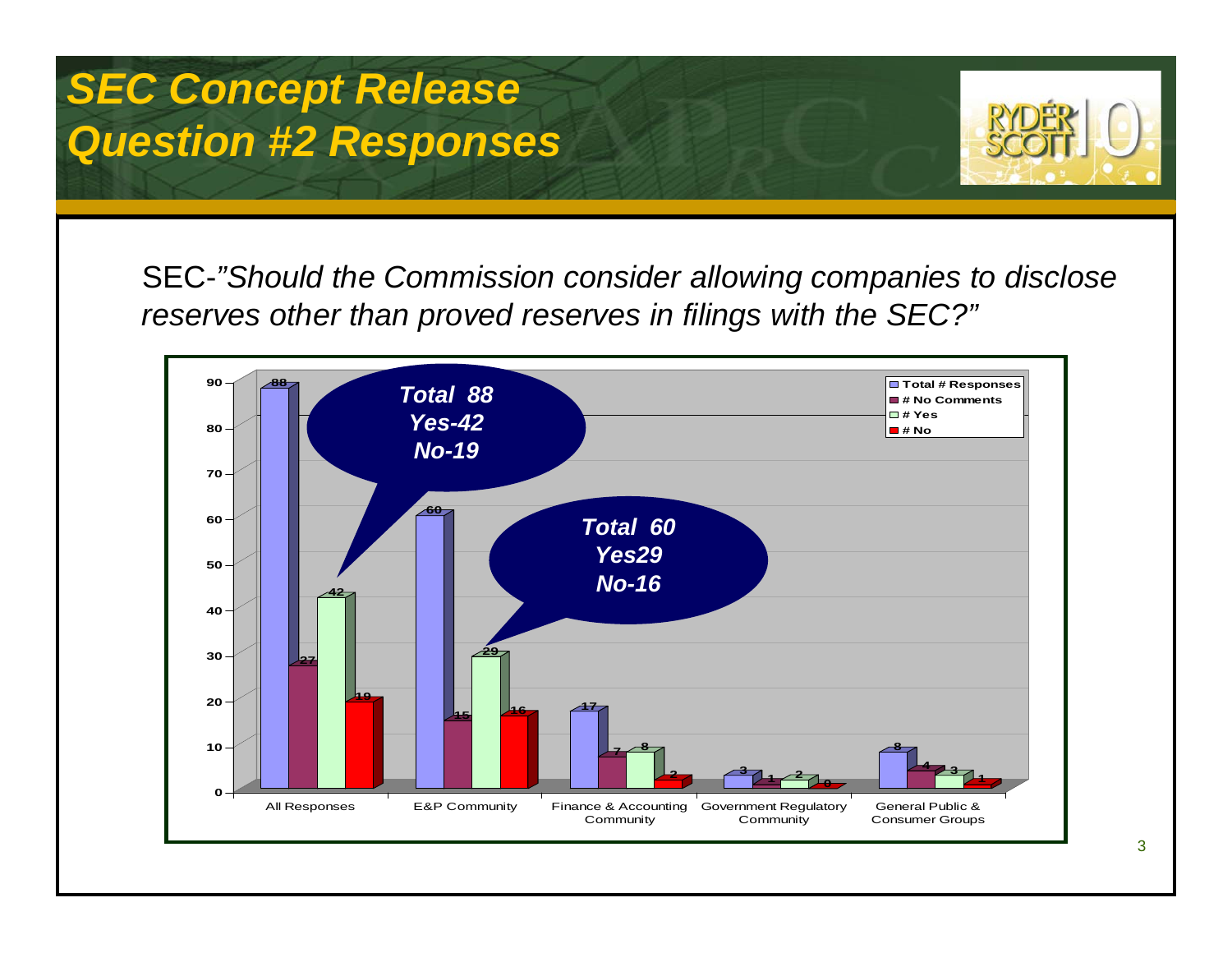# SEC Concept Release Question #2 Responses

SEC-*"Should the Commission consider allowing companies to disclose reserves other than proved reserves in filings with the SEC?"*

| | Total # Responses | # No Comments | # Yes | # No |
|---|---|---|---|---|
| All Responses | 88 | 27 | 42 | 19 |
| E&P Community | 60 | 15 | 29 | 16 |
| Finance & Accounting Community | 17 | 7 | 8 | 2 |
| Government Regulatory Community | 3 | 1 | 2 | 0 |
| General Public & Consumer Groups | 8 | 4 | 3 | 1 |

***Total 88***
***Yes-42***
***No-19***

***Total 60***
***Yes29***
***No-16***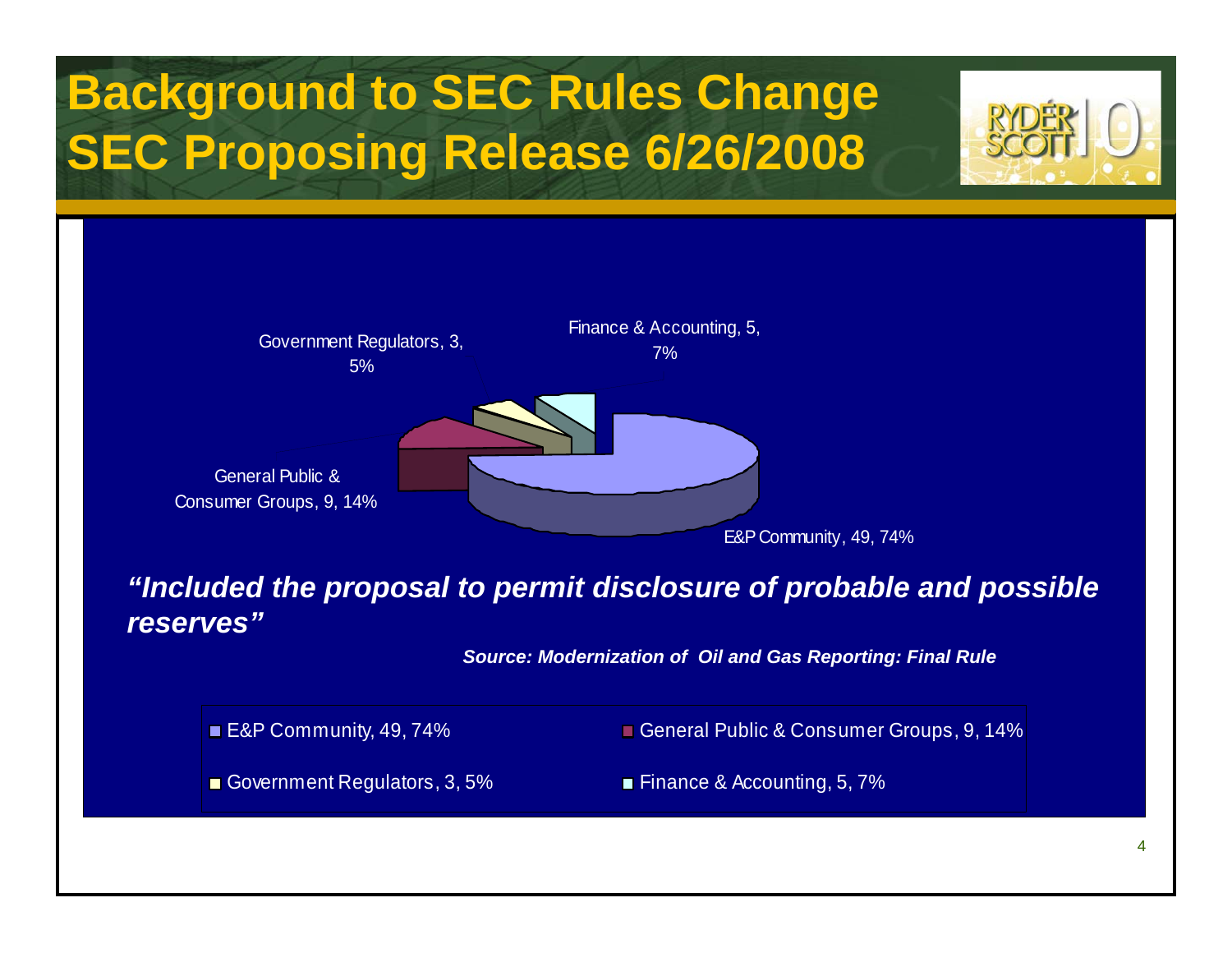# Background to SEC Rules Change SEC Proposing Release 6/26/2008

| Category | Count | Percentage |
|---|---|---|
| E&P Community | 49 | 74% |
| General Public & Consumer Groups | 9 | 14% |
| Government Regulators | 3 | 5% |
| Finance & Accounting | 5 | 7% |

***"Included the proposal to permit disclosure of probable and possible reserves"***

***Source: Modernization of Oil and Gas Reporting: Final Rule***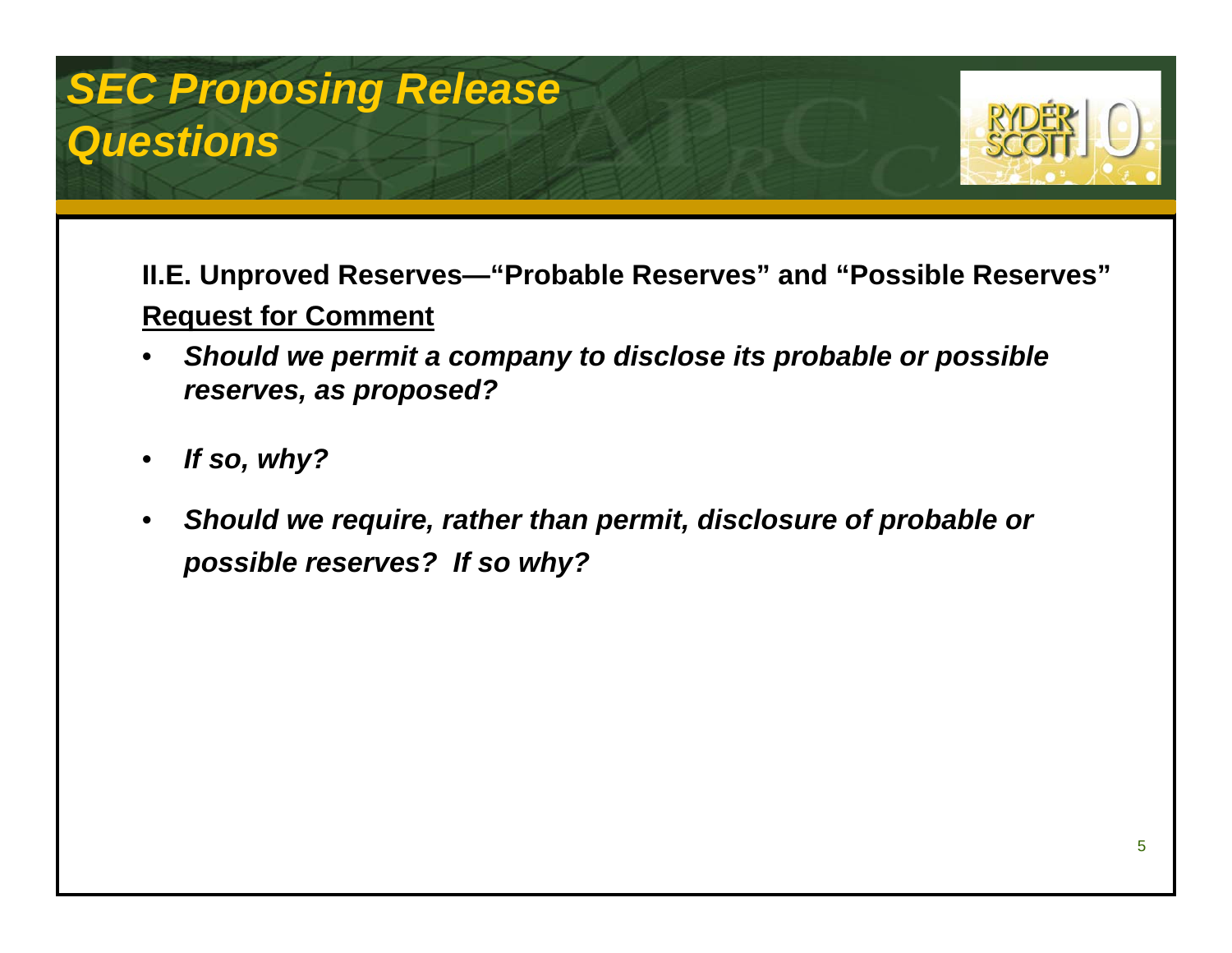# *SEC Proposing Release Questions*

**II.E. Unproved Reserves—"Probable Reserves" and "Possible Reserves"**

**Request for Comment**

- ***Should we permit a company to disclose its probable or possible reserves, as proposed?***
- ***If so, why?***
- ***Should we require, rather than permit, disclosure of probable or possible reserves? If so why?***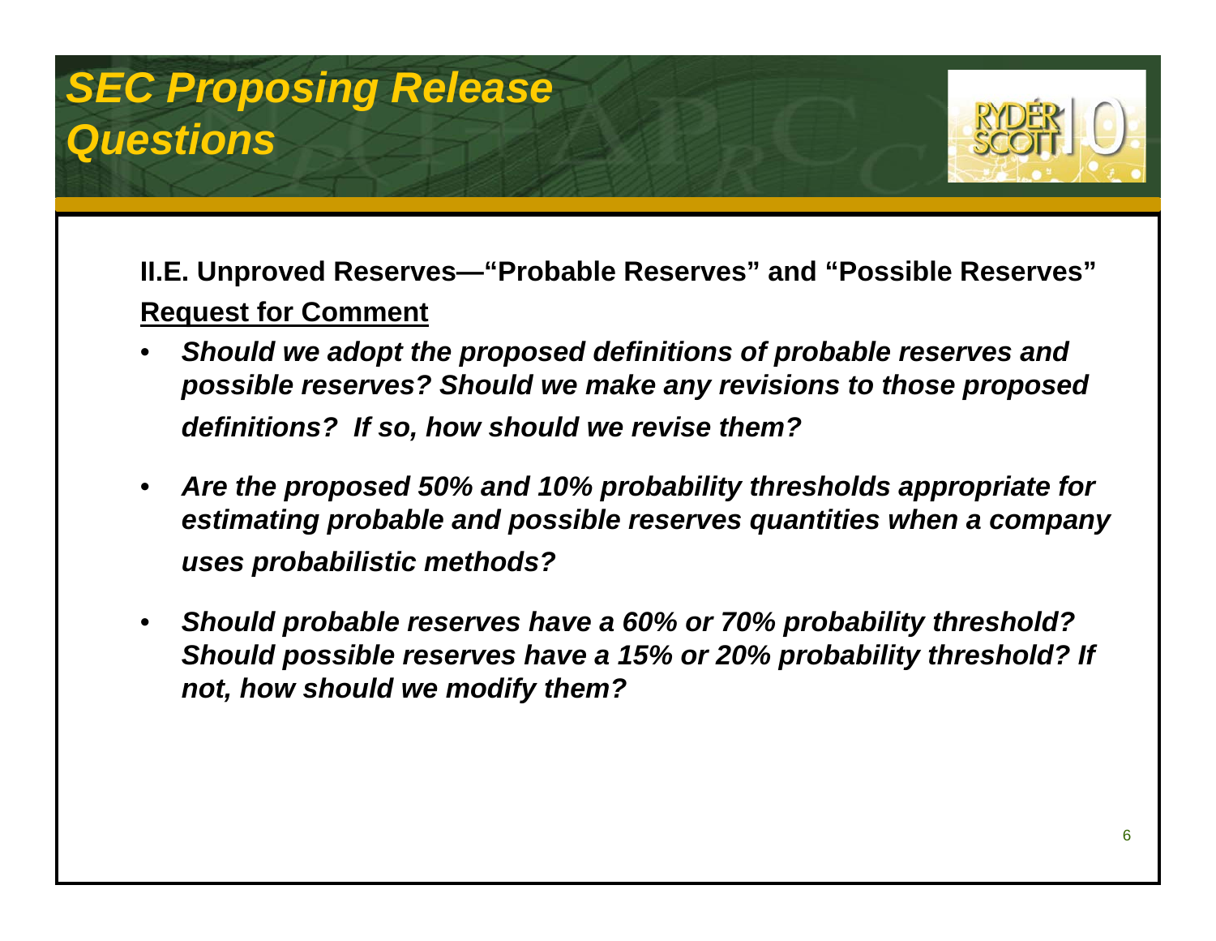# SEC Proposing Release Questions

**II.E. Unproved Reserves—"Probable Reserves" and "Possible Reserves"**

**Request for Comment**

- ***Should we adopt the proposed definitions of probable reserves and possible reserves? Should we make any revisions to those proposed definitions? If so, how should we revise them?***
- ***Are the proposed 50% and 10% probability thresholds appropriate for estimating probable and possible reserves quantities when a company uses probabilistic methods?***
- ***Should probable reserves have a 60% or 70% probability threshold? Should possible reserves have a 15% or 20% probability threshold? If not, how should we modify them?***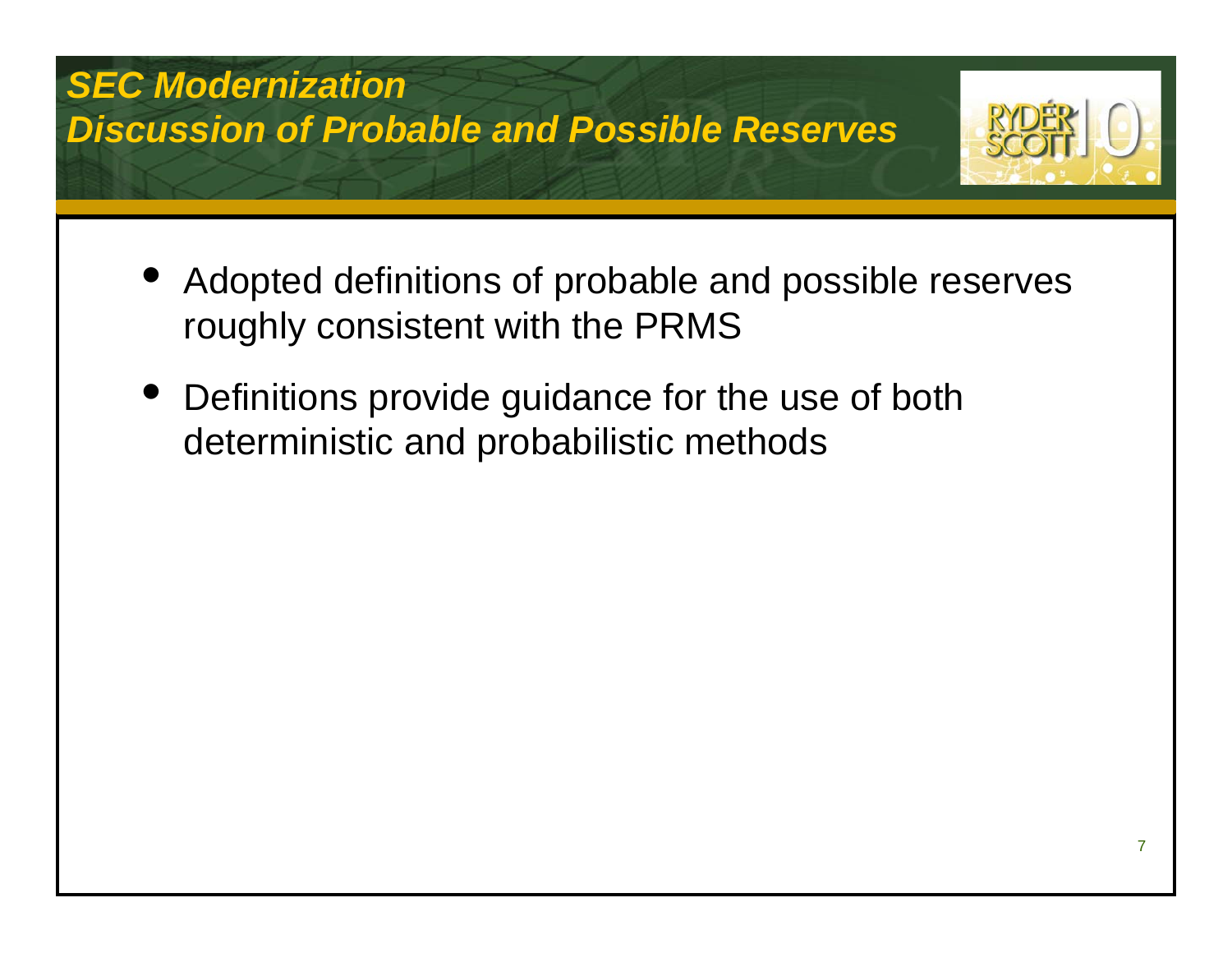# *SEC Modernization*
## *Discussion of Probable and Possible Reserves*

- Adopted definitions of probable and possible reserves roughly consistent with the PRMS
- Definitions provide guidance for the use of both deterministic and probabilistic methods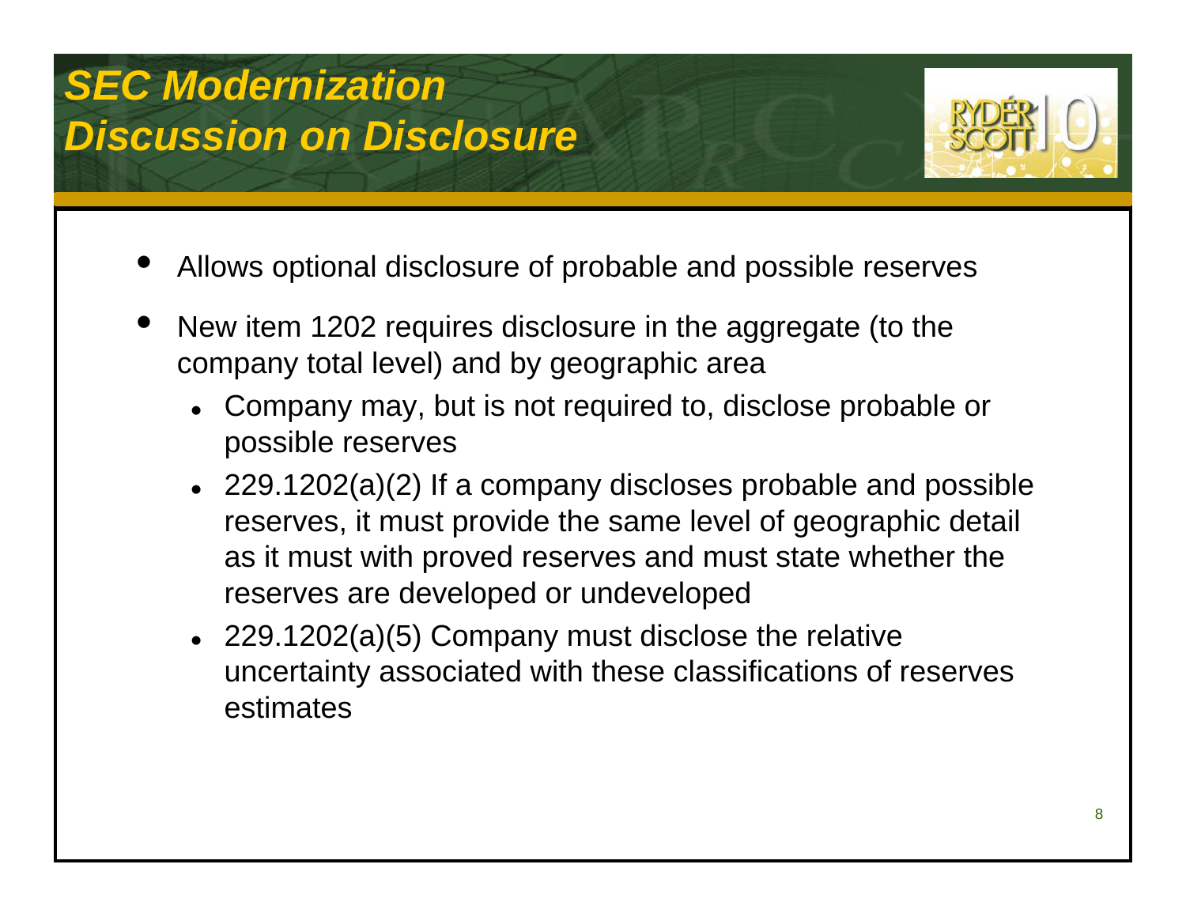# *SEC Modernization Discussion on Disclosure*

- Allows optional disclosure of probable and possible reserves
- New item 1202 requires disclosure in the aggregate (to the company total level) and by geographic area
  - Company may, but is not required to, disclose probable or possible reserves
  - 229.1202(a)(2) If a company discloses probable and possible reserves, it must provide the same level of geographic detail as it must with proved reserves and must state whether the reserves are developed or undeveloped
  - 229.1202(a)(5) Company must disclose the relative uncertainty associated with these classifications of reserves estimates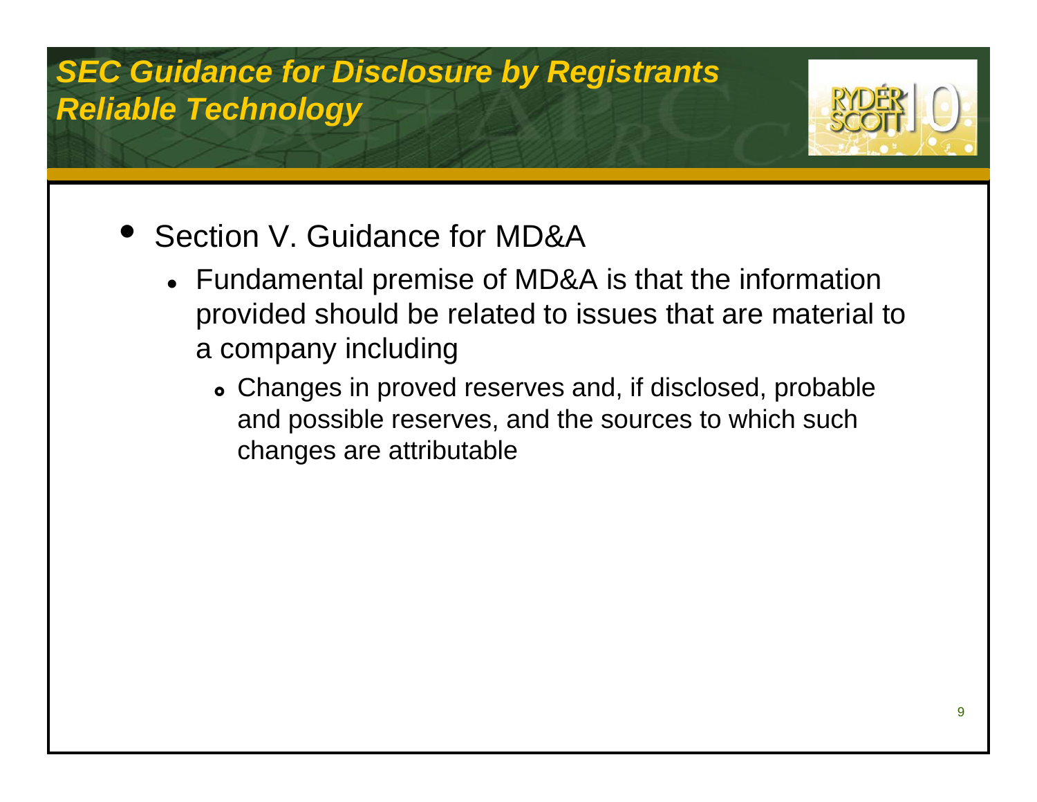# SEC Guidance for Disclosure by Registrants
## Reliable Technology

- Section V. Guidance for MD&A
  - Fundamental premise of MD&A is that the information provided should be related to issues that are material to a company including
    - Changes in proved reserves and, if disclosed, probable and possible reserves, and the sources to which such changes are attributable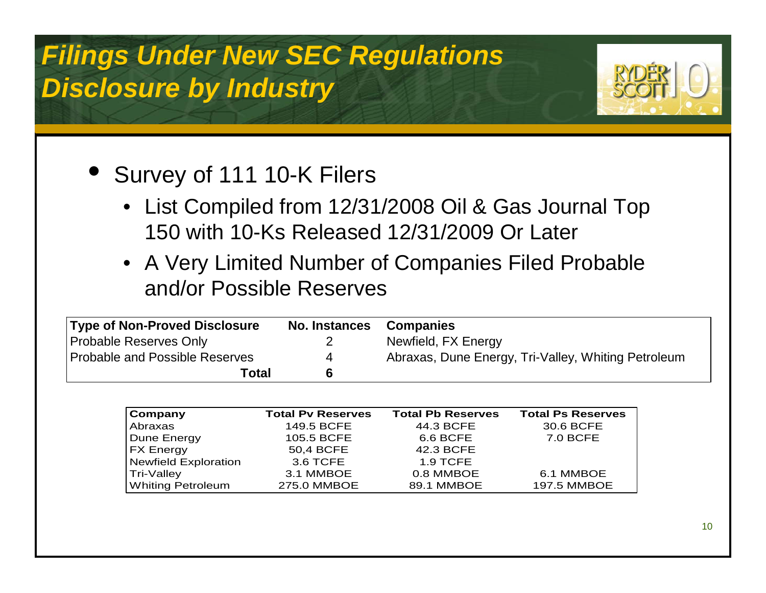# Filings Under New SEC Regulations Disclosure by Industry

- Survey of 111 10-K Filers
  - List Compiled from 12/31/2008 Oil & Gas Journal Top 150 with 10-Ks Released 12/31/2009 Or Later
  - A Very Limited Number of Companies Filed Probable and/or Possible Reserves

| Type of Non-Proved Disclosure | No. Instances | Companies |
|---|---|---|
| Probable Reserves Only | 2 | Newfield, FX Energy |
| Probable and Possible Reserves | 4 | Abraxas, Dune Energy, Tri-Valley, Whiting Petroleum |
| **Total** | **6** | |

| Company | Total Pv Reserves | Total Pb Reserves | Total Ps Reserves |
|---|---|---|---|
| Abraxas | 149.5 BCFE | 44.3 BCFE | 30.6 BCFE |
| Dune Energy | 105.5 BCFE | 6.6 BCFE | 7.0 BCFE |
| FX Energy | 50,4 BCFE | 42.3 BCFE | |
| Newfield Exploration | 3.6 TCFE | 1.9 TCFE | |
| Tri-Valley | 3.1 MMBOE | 0.8 MMBOE | 6.1 MMBOE |
| Whiting Petroleum | 275.0 MMBOE | 89.1 MMBOE | 197.5 MMBOE |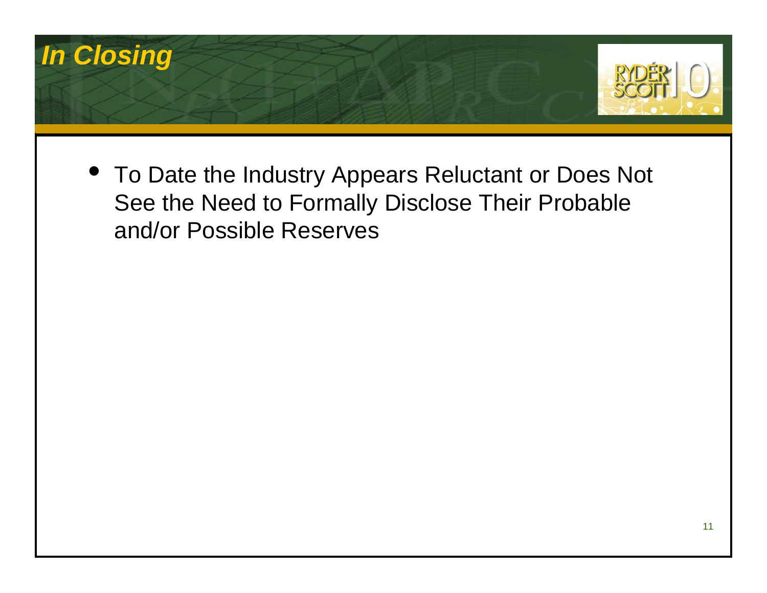# *In Closing*

- To Date the Industry Appears Reluctant or Does Not See the Need to Formally Disclose Their Probable and/or Possible Reserves